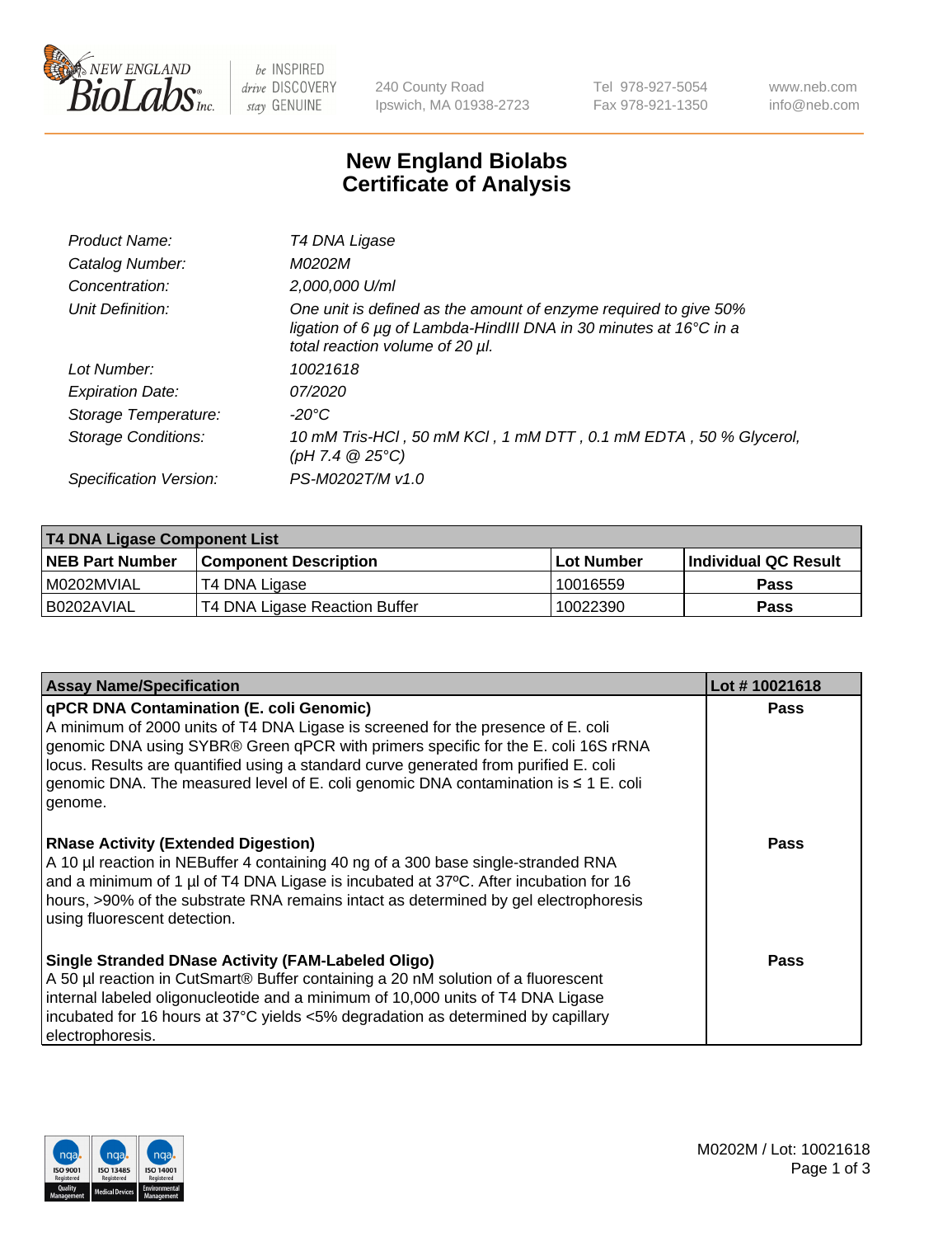# New England Biolabs Certificate of Analysis

| | |
|---|---|
| *Product Name:* | *T4 DNA Ligase* |
| *Catalog Number:* | *M0202M* |
| *Concentration:* | *2,000,000 U/ml* |
| *Unit Definition:* | *One unit is defined as the amount of enzyme required to give 50% ligation of 6 µg of Lambda-HindIII DNA in 30 minutes at 16°C in a total reaction volume of 20 µl.* |
| *Lot Number:* | *10021618* |
| *Expiration Date:* | *07/2020* |
| *Storage Temperature:* | *-20°C* |
| *Storage Conditions:* | *10 mM Tris-HCl , 50 mM KCl , 1 mM DTT , 0.1 mM EDTA , 50 % Glycerol, (pH 7.4 @ 25°C)* |
| *Specification Version:* | *PS-M0202T/M v1.0* |

| T4 DNA Ligase Component List | | | |
|---|---|---|---|
| **NEB Part Number** | **Component Description** | **Lot Number** | **Individual QC Result** |
| M0202MVIAL | T4 DNA Ligase | 10016559 | **Pass** |
| B0202AVIAL | T4 DNA Ligase Reaction Buffer | 10022390 | **Pass** |

| Assay Name/Specification | Lot # 10021618 |
|---|---|
| **qPCR DNA Contamination (E. coli Genomic)** A minimum of 2000 units of T4 DNA Ligase is screened for the presence of E. coli genomic DNA using SYBR® Green qPCR with primers specific for the E. coli 16S rRNA locus. Results are quantified using a standard curve generated from purified E. coli genomic DNA. The measured level of E. coli genomic DNA contamination is ≤ 1 E. coli genome. | **Pass** |
| **RNase Activity (Extended Digestion)** A 10 µl reaction in NEBuffer 4 containing 40 ng of a 300 base single-stranded RNA and a minimum of 1 µl of T4 DNA Ligase is incubated at 37ºC. After incubation for 16 hours, >90% of the substrate RNA remains intact as determined by gel electrophoresis using fluorescent detection. | **Pass** |
| **Single Stranded DNase Activity (FAM-Labeled Oligo)** A 50 µl reaction in CutSmart® Buffer containing a 20 nM solution of a fluorescent internal labeled oligonucleotide and a minimum of 10,000 units of T4 DNA Ligase incubated for 16 hours at 37°C yields <5% degradation as determined by capillary electrophoresis. | **Pass** |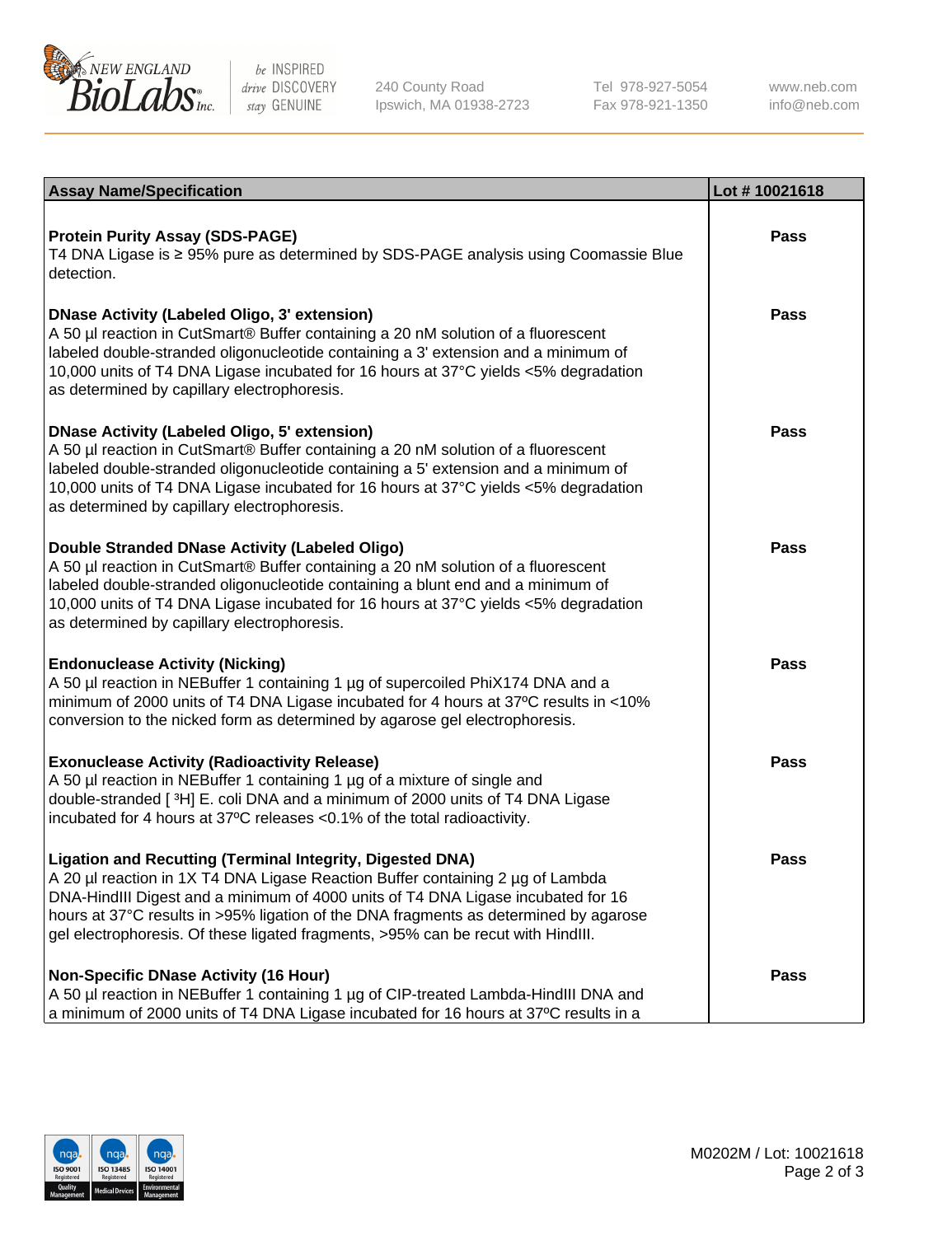| Assay Name/Specification | Lot # 10021618 |
| --- | --- |
| **Protein Purity Assay (SDS-PAGE)**<br>T4 DNA Ligase is ≥ 95% pure as determined by SDS-PAGE analysis using Coomassie Blue detection. | Pass |
| **DNase Activity (Labeled Oligo, 3' extension)**<br>A 50 µl reaction in CutSmart® Buffer containing a 20 nM solution of a fluorescent labeled double-stranded oligonucleotide containing a 3' extension and a minimum of 10,000 units of T4 DNA Ligase incubated for 16 hours at 37°C yields <5% degradation as determined by capillary electrophoresis. | Pass |
| **DNase Activity (Labeled Oligo, 5' extension)**<br>A 50 µl reaction in CutSmart® Buffer containing a 20 nM solution of a fluorescent labeled double-stranded oligonucleotide containing a 5' extension and a minimum of 10,000 units of T4 DNA Ligase incubated for 16 hours at 37°C yields <5% degradation as determined by capillary electrophoresis. | Pass |
| **Double Stranded DNase Activity (Labeled Oligo)**<br>A 50 µl reaction in CutSmart® Buffer containing a 20 nM solution of a fluorescent labeled double-stranded oligonucleotide containing a blunt end and a minimum of 10,000 units of T4 DNA Ligase incubated for 16 hours at 37°C yields <5% degradation as determined by capillary electrophoresis. | Pass |
| **Endonuclease Activity (Nicking)**<br>A 50 µl reaction in NEBuffer 1 containing 1 µg of supercoiled PhiX174 DNA and a minimum of 2000 units of T4 DNA Ligase incubated for 4 hours at 37ºC results in <10% conversion to the nicked form as determined by agarose gel electrophoresis. | Pass |
| **Exonuclease Activity (Radioactivity Release)**<br>A 50 µl reaction in NEBuffer 1 containing 1 µg of a mixture of single and double-stranded [ $^3$H] E. coli DNA and a minimum of 2000 units of T4 DNA Ligase incubated for 4 hours at 37ºC releases <0.1% of the total radioactivity. | Pass |
| **Ligation and Recutting (Terminal Integrity, Digested DNA)**<br>A 20 µl reaction in 1X T4 DNA Ligase Reaction Buffer containing 2 µg of Lambda DNA-HindIII Digest and a minimum of 4000 units of T4 DNA Ligase incubated for 16 hours at 37°C results in >95% ligation of the DNA fragments as determined by agarose gel electrophoresis. Of these ligated fragments, >95% can be recut with HindIII. | Pass |
| **Non-Specific DNase Activity (16 Hour)**<br>A 50 µl reaction in NEBuffer 1 containing 1 µg of CIP-treated Lambda-HindIII DNA and a minimum of 2000 units of T4 DNA Ligase incubated for 16 hours at 37ºC results in a | Pass |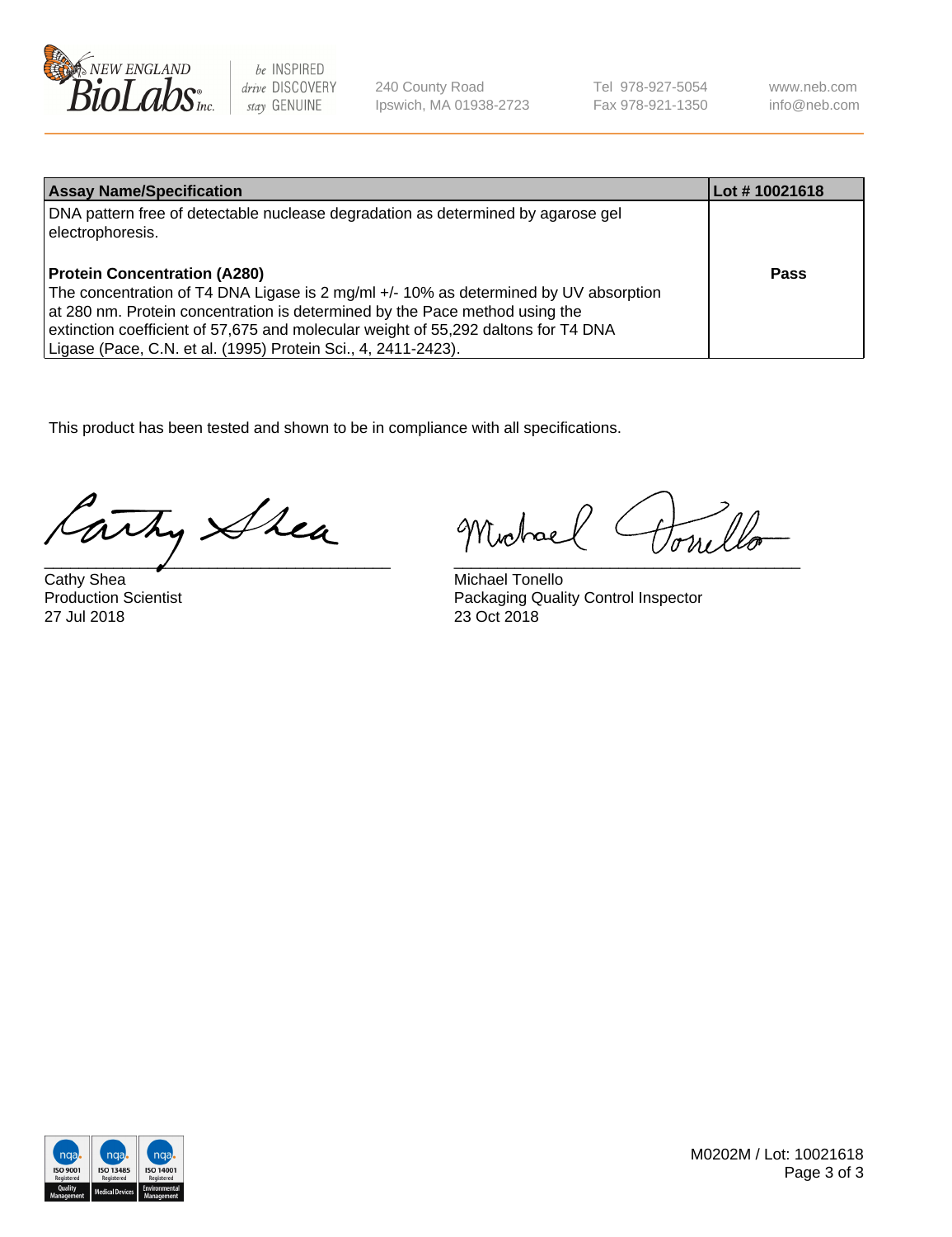240 County Road
Ipswich, MA 01938-2723

Tel 978-927-5054
Fax 978-921-1350

www.neb.com
info@neb.com

| Assay Name/Specification | Lot # 10021618 |
| --- | --- |
| DNA pattern free of detectable nuclease degradation as determined by agarose gel electrophoresis. | |
| **Protein Concentration (A280)**<br>The concentration of T4 DNA Ligase is 2 mg/ml +/- 10% as determined by UV absorption at 280 nm. Protein concentration is determined by the Pace method using the extinction coefficient of 57,675 and molecular weight of 55,292 daltons for T4 DNA Ligase (Pace, C.N. et al. (1995) Protein Sci., 4, 2411-2423). | **Pass** |

This product has been tested and shown to be in compliance with all specifications.

Cathy Shea
Production Scientist
27 Jul 2018

Michael Tonello
Packaging Quality Control Inspector
23 Oct 2018

M0202M / Lot: 10021618